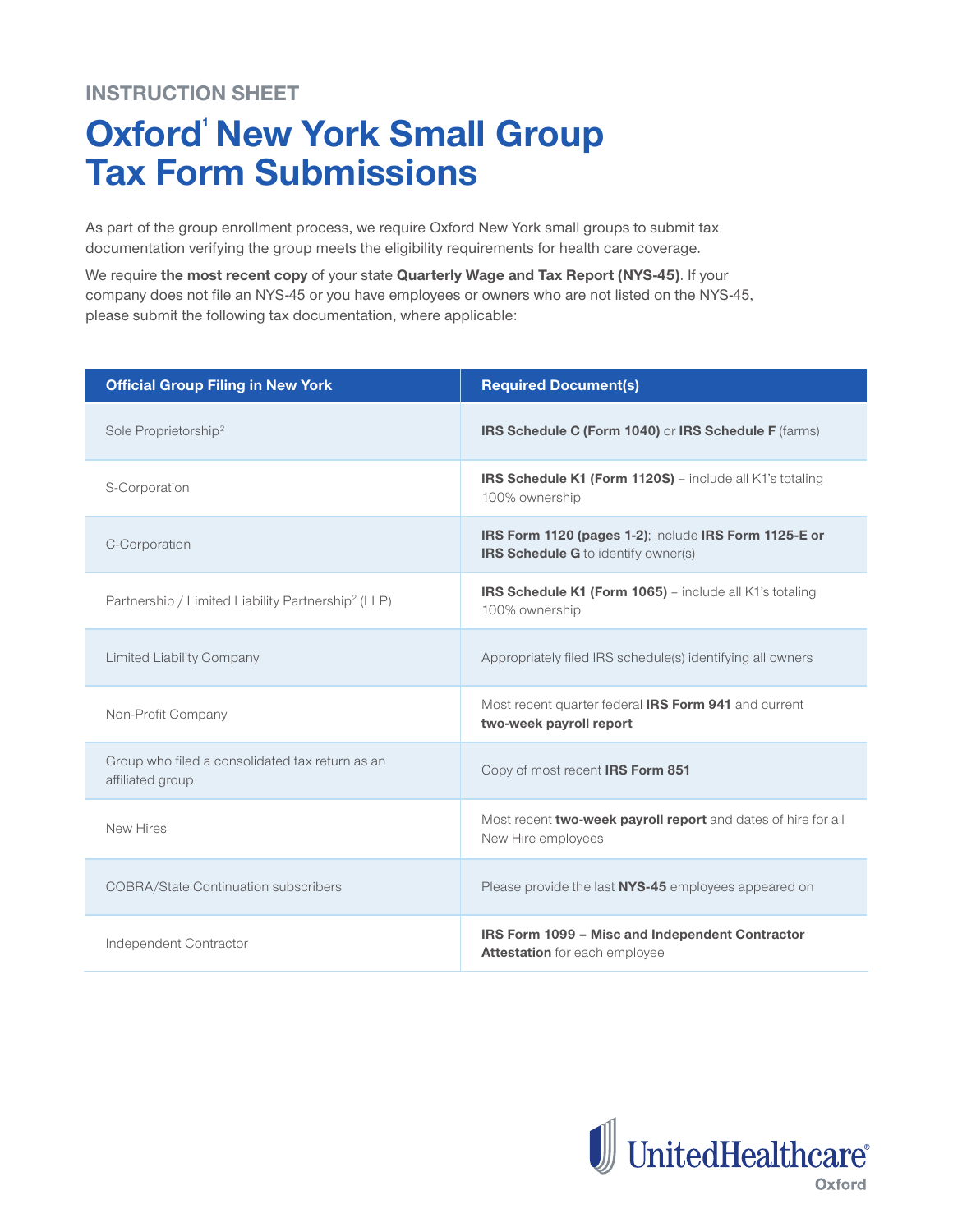INSTRUCTION SHEET

# Oxford[1] New York Small Group Tax Form Submissions

As part of the group enrollment process, we require Oxford New York small groups to submit tax documentation verifying the group meets the eligibility requirements for health care coverage.

We require **the most recent copy** of your state **Quarterly Wage and Tax Report (NYS-45)**. If your company does not file an NYS-45 or you have employees or owners who are not listed on the NYS-45, please submit the following tax documentation, where applicable:

| Official Group Filing in New York | Required Document(s) |
|---|---|
| Sole Proprietorship[2] | **IRS Schedule C (Form 1040)** or **IRS Schedule F** (farms) |
| S-Corporation | **IRS Schedule K1 (Form 1120S)** – include all K1's totaling 100% ownership |
| C-Corporation | **IRS Form 1120 (pages 1-2)**; include **IRS Form 1125-E or IRS Schedule G** to identify owner(s) |
| Partnership / Limited Liability Partnership[2] (LLP) | **IRS Schedule K1 (Form 1065)** – include all K1's totaling 100% ownership |
| Limited Liability Company | Appropriately filed IRS schedule(s) identifying all owners |
| Non-Profit Company | Most recent quarter federal **IRS Form 941** and current **two-week payroll report** |
| Group who filed a consolidated tax return as an affiliated group | Copy of most recent **IRS Form 851** |
| New Hires | Most recent **two-week payroll report** and dates of hire for all New Hire employees |
| COBRA/State Continuation subscribers | Please provide the last **NYS-45** employees appeared on |
| Independent Contractor | **IRS Form 1099 – Misc and Independent Contractor Attestation** for each employee |

UnitedHealthcare® Oxford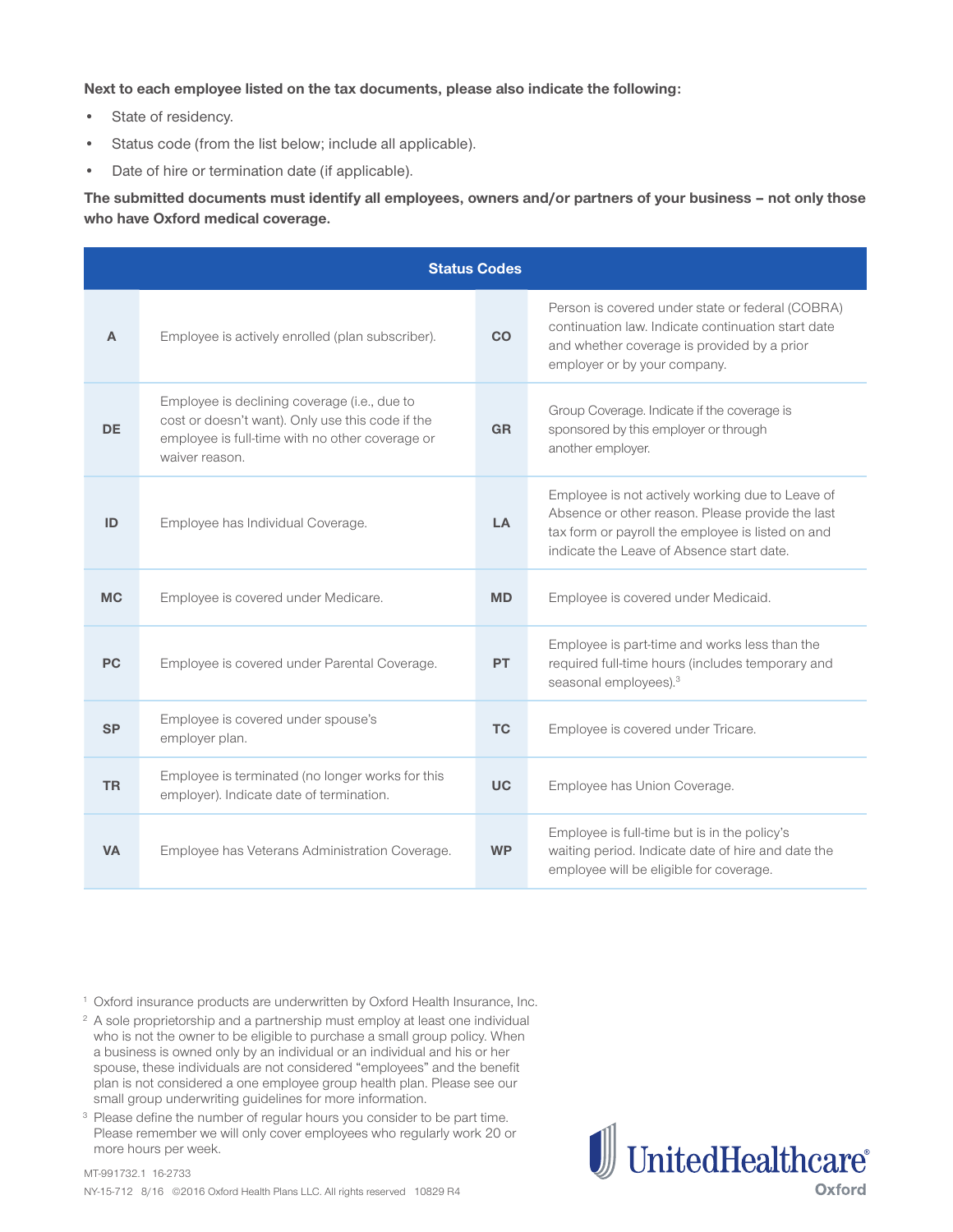**Next to each employee listed on the tax documents, please also indicate the following:**

- State of residency.
- Status code (from the list below; include all applicable).
- Date of hire or termination date (if applicable).

**The submitted documents must identify all employees, owners and/or partners of your business – not only those who have Oxford medical coverage.**

| Status Codes | | | |
|---|---|---|---|
| **A** | Employee is actively enrolled (plan subscriber). | **CO** | Person is covered under state or federal (COBRA) continuation law. Indicate continuation start date and whether coverage is provided by a prior employer or by your company. |
| **DE** | Employee is declining coverage (i.e., due to cost or doesn't want). Only use this code if the employee is full-time with no other coverage or waiver reason. | **GR** | Group Coverage. Indicate if the coverage is sponsored by this employer or through another employer. |
| **ID** | Employee has Individual Coverage. | **LA** | Employee is not actively working due to Leave of Absence or other reason. Please provide the last tax form or payroll the employee is listed on and indicate the Leave of Absence start date. |
| **MC** | Employee is covered under Medicare. | **MD** | Employee is covered under Medicaid. |
| **PC** | Employee is covered under Parental Coverage. | **PT** | Employee is part-time and works less than the required full-time hours (includes temporary and seasonal employees).[3] |
| **SP** | Employee is covered under spouse's employer plan. | **TC** | Employee is covered under Tricare. |
| **TR** | Employee is terminated (no longer works for this employer). Indicate date of termination. | **UC** | Employee has Union Coverage. |
| **VA** | Employee has Veterans Administration Coverage. | **WP** | Employee is full-time but is in the policy's waiting period. Indicate date of hire and date the employee will be eligible for coverage. |

[1] Oxford insurance products are underwritten by Oxford Health Insurance, Inc.

[2] A sole proprietorship and a partnership must employ at least one individual who is not the owner to be eligible to purchase a small group policy. When a business is owned only by an individual or an individual and his or her spouse, these individuals are not considered "employees" and the benefit plan is not considered a one employee group health plan. Please see our small group underwriting guidelines for more information.

[3] Please define the number of regular hours you consider to be part time. Please remember we will only cover employees who regularly work 20 or more hours per week.

MT-991732.1 16-2733

NY-15-712 8/16 ©2016 Oxford Health Plans LLC. All rights reserved 10829 R4

UnitedHealthcare® Oxford